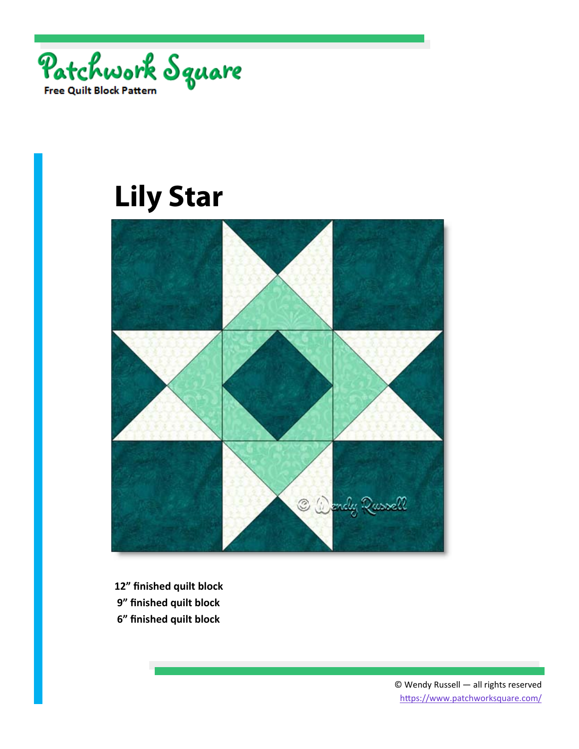Patchwork Square

Free Quilt Block Pattern

# Lily Star

**12" finished quilt block**

**9" finished quilt block**

**6" finished quilt block**

© Wendy Russell — all rights reserved

https://www.patchworksquare.com/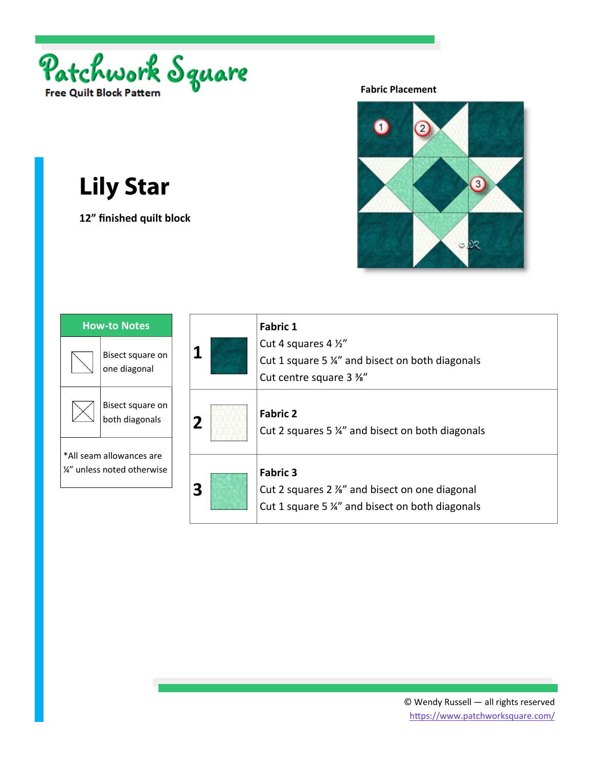Patchwork Square

Free Quilt Block Pattern

# Lily Star

**12" finished quilt block**

**Fabric Placement**

| How-to Notes | |
|---|---|
| | Bisect square on one diagonal |
| | Bisect square on both diagonals |
| *All seam allowances are ¼" unless noted otherwise | |

| | |
|---|---|
| **1** | **Fabric 1**<br>Cut 4 squares 4 ½"<br>Cut 1 square 5 ¼" and bisect on both diagonals<br>Cut centre square 3 ⅜" |
| **2** | **Fabric 2**<br>Cut 2 squares 5 ¼" and bisect on both diagonals |
| **3** | **Fabric 3**<br>Cut 2 squares 2 ⅞" and bisect on one diagonal<br>Cut 1 square 5 ¼" and bisect on both diagonals |

© Wendy Russell — all rights reserved
https://www.patchworksquare.com/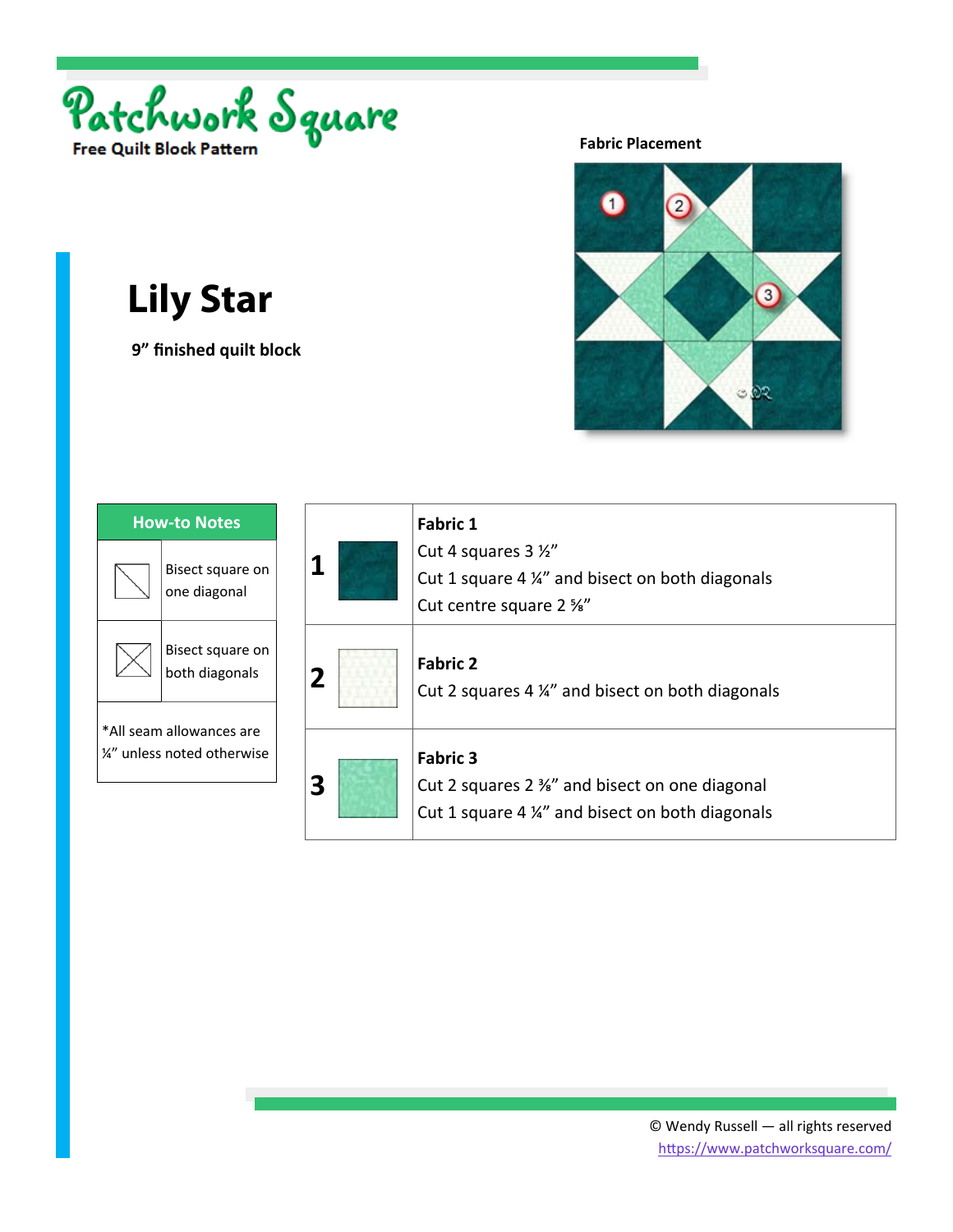# Patchwork Square

Free Quilt Block Pattern

# Lily Star

**9" finished quilt block**

**Fabric Placement**

| How-to Notes | |
|---|---|
| | Bisect square on one diagonal |
| | Bisect square on both diagonals |
| *All seam allowances are ¼" unless noted otherwise | |

| | | |
|---|---|---|
| **1** | | **Fabric 1**<br>Cut 4 squares 3 ½"<br>Cut 1 square 4 ¼" and bisect on both diagonals<br>Cut centre square 2 ⅝" |
| **2** | | **Fabric 2**<br>Cut 2 squares 4 ¼" and bisect on both diagonals |
| **3** | | **Fabric 3**<br>Cut 2 squares 2 ⅜" and bisect on one diagonal<br>Cut 1 square 4 ¼" and bisect on both diagonals |

© Wendy Russell — all rights reserved
https://www.patchworksquare.com/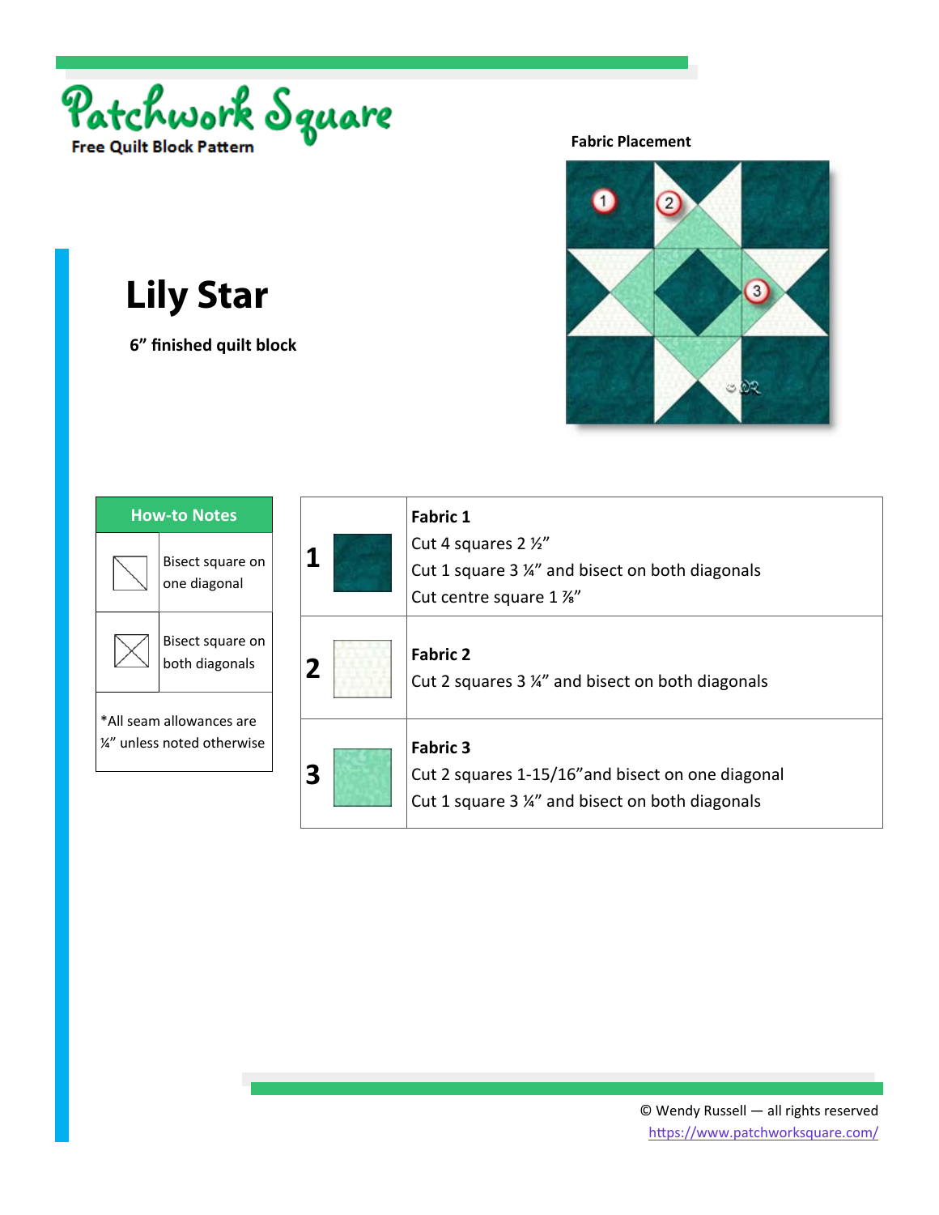Patchwork Square

Free Quilt Block Pattern

**Fabric Placement**

# Lily Star

**6” finished quilt block**

| How-to Notes | |
|---|---|
| | Bisect square on one diagonal |
| | Bisect square on both diagonals |
| *All seam allowances are ¼” unless noted otherwise | |

| | |
|---|---|
| **1** | **Fabric 1**<br>Cut 4 squares 2 ½”<br>Cut 1 square 3 ¼” and bisect on both diagonals<br>Cut centre square 1 ⅞” |
| **2** | **Fabric 2**<br>Cut 2 squares 3 ¼” and bisect on both diagonals |
| **3** | **Fabric 3**<br>Cut 2 squares 1-15/16”and bisect on one diagonal<br>Cut 1 square 3 ¼” and bisect on both diagonals |

© Wendy Russell — all rights reserved
https://www.patchworksquare.com/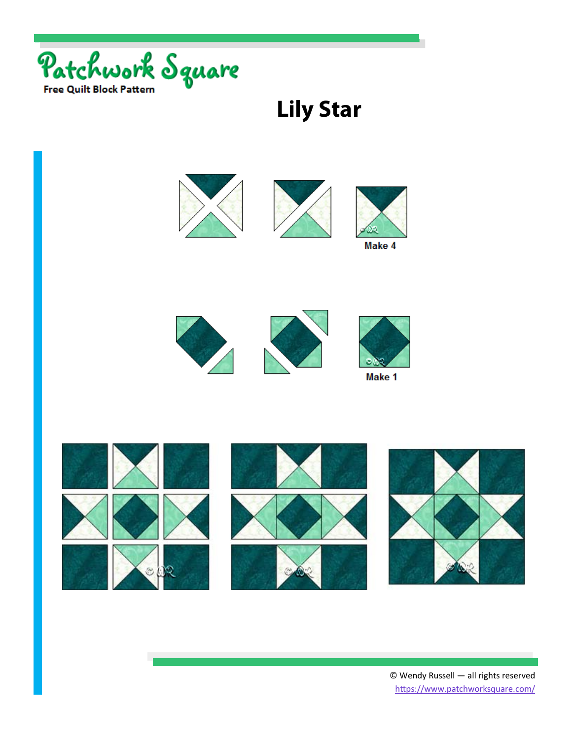Patchwork Square

Free Quilt Block Pattern

# Lily Star

Make 4

Make 1

© Wendy Russell — all rights reserved
https://www.patchworksquare.com/